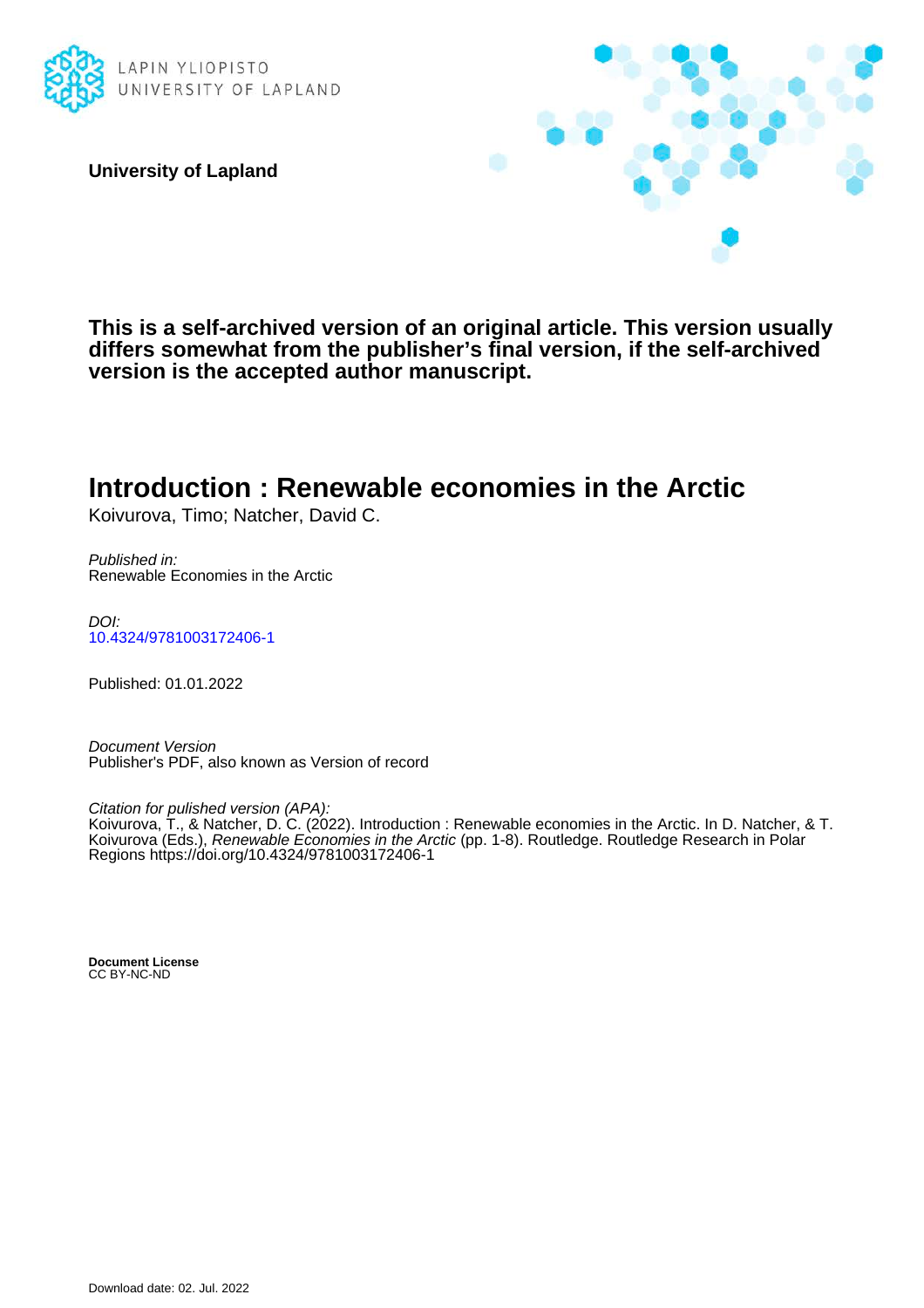LAPIN YLIOPISTO
UNIVERSITY OF LAPLAND

**University of Lapland**

**This is a self-archived version of an original article. This version usually differs somewhat from the publisher's final version, if the self-archived version is the accepted author manuscript.**

# Introduction : Renewable economies in the Arctic

Koivurova, Timo; Natcher, David C.

*Published in:*
Renewable Economies in the Arctic

*DOI:*
10.4324/9781003172406-1

Published: 01.01.2022

*Document Version*
Publisher's PDF, also known as Version of record

*Citation for pulished version (APA):*
Koivurova, T., & Natcher, D. C. (2022). Introduction : Renewable economies in the Arctic. In D. Natcher, & T. Koivurova (Eds.), *Renewable Economies in the Arctic* (pp. 1-8). Routledge. Routledge Research in Polar Regions https://doi.org/10.4324/9781003172406-1

**Document License**
CC BY-NC-ND

Download date: 02. Jul. 2022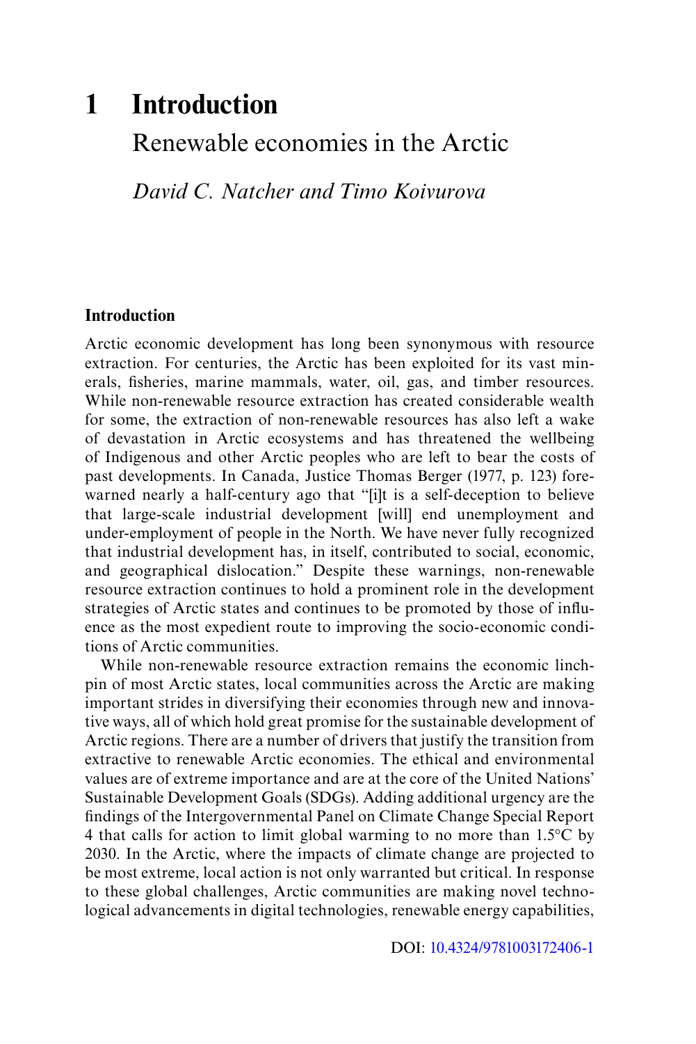# 1 Introduction

## Renewable economies in the Arctic

*David C. Natcher and Timo Koivurova*

### Introduction

Arctic economic development has long been synonymous with resource extraction. For centuries, the Arctic has been exploited for its vast minerals, fisheries, marine mammals, water, oil, gas, and timber resources. While non-renewable resource extraction has created considerable wealth for some, the extraction of non-renewable resources has also left a wake of devastation in Arctic ecosystems and has threatened the wellbeing of Indigenous and other Arctic peoples who are left to bear the costs of past developments. In Canada, Justice Thomas Berger (1977, p. 123) forewarned nearly a half-century ago that "[i]t is a self-deception to believe that large-scale industrial development [will] end unemployment and under-employment of people in the North. We have never fully recognized that industrial development has, in itself, contributed to social, economic, and geographical dislocation." Despite these warnings, non-renewable resource extraction continues to hold a prominent role in the development strategies of Arctic states and continues to be promoted by those of influence as the most expedient route to improving the socio-economic conditions of Arctic communities.

While non-renewable resource extraction remains the economic linchpin of most Arctic states, local communities across the Arctic are making important strides in diversifying their economies through new and innovative ways, all of which hold great promise for the sustainable development of Arctic regions. There are a number of drivers that justify the transition from extractive to renewable Arctic economies. The ethical and environmental values are of extreme importance and are at the core of the United Nations' Sustainable Development Goals (SDGs). Adding additional urgency are the findings of the Intergovernmental Panel on Climate Change Special Report 4 that calls for action to limit global warming to no more than 1.5°C by 2030. In the Arctic, where the impacts of climate change are projected to be most extreme, local action is not only warranted but critical. In response to these global challenges, Arctic communities are making novel technological advancements in digital technologies, renewable energy capabilities,

DOI: 10.4324/9781003172406-1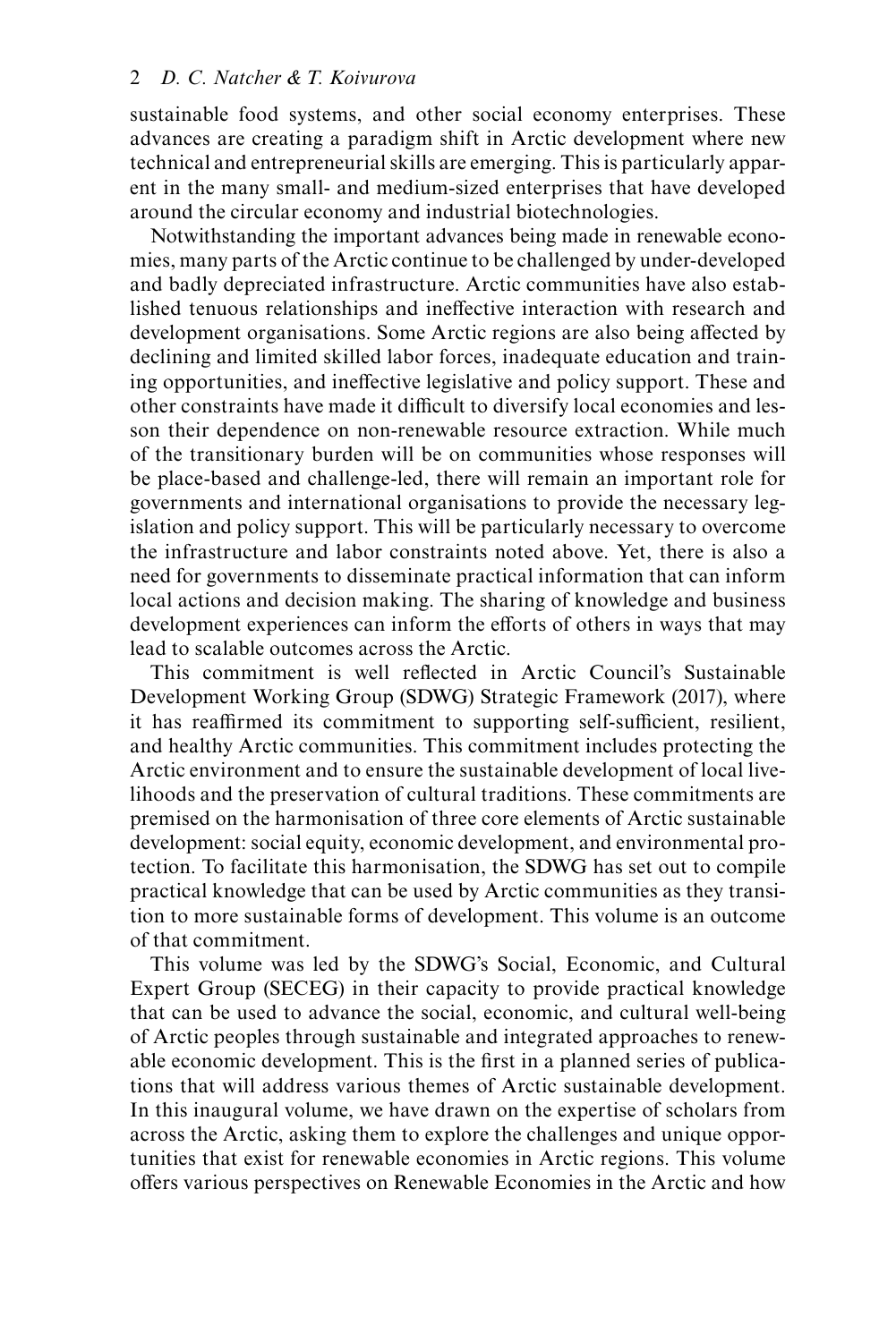sustainable food systems, and other social economy enterprises. These advances are creating a paradigm shift in Arctic development where new technical and entrepreneurial skills are emerging. This is particularly apparent in the many small- and medium-sized enterprises that have developed around the circular economy and industrial biotechnologies.

Notwithstanding the important advances being made in renewable economies, many parts of the Arctic continue to be challenged by under-developed and badly depreciated infrastructure. Arctic communities have also established tenuous relationships and ineffective interaction with research and development organisations. Some Arctic regions are also being affected by declining and limited skilled labor forces, inadequate education and training opportunities, and ineffective legislative and policy support. These and other constraints have made it difficult to diversify local economies and lesson their dependence on non-renewable resource extraction. While much of the transitionary burden will be on communities whose responses will be place-based and challenge-led, there will remain an important role for governments and international organisations to provide the necessary legislation and policy support. This will be particularly necessary to overcome the infrastructure and labor constraints noted above. Yet, there is also a need for governments to disseminate practical information that can inform local actions and decision making. The sharing of knowledge and business development experiences can inform the efforts of others in ways that may lead to scalable outcomes across the Arctic.

This commitment is well reflected in Arctic Council's Sustainable Development Working Group (SDWG) Strategic Framework (2017), where it has reaffirmed its commitment to supporting self-sufficient, resilient, and healthy Arctic communities. This commitment includes protecting the Arctic environment and to ensure the sustainable development of local livelihoods and the preservation of cultural traditions. These commitments are premised on the harmonisation of three core elements of Arctic sustainable development: social equity, economic development, and environmental protection. To facilitate this harmonisation, the SDWG has set out to compile practical knowledge that can be used by Arctic communities as they transition to more sustainable forms of development. This volume is an outcome of that commitment.

This volume was led by the SDWG's Social, Economic, and Cultural Expert Group (SECEG) in their capacity to provide practical knowledge that can be used to advance the social, economic, and cultural well-being of Arctic peoples through sustainable and integrated approaches to renewable economic development. This is the first in a planned series of publications that will address various themes of Arctic sustainable development. In this inaugural volume, we have drawn on the expertise of scholars from across the Arctic, asking them to explore the challenges and unique opportunities that exist for renewable economies in Arctic regions. This volume offers various perspectives on Renewable Economies in the Arctic and how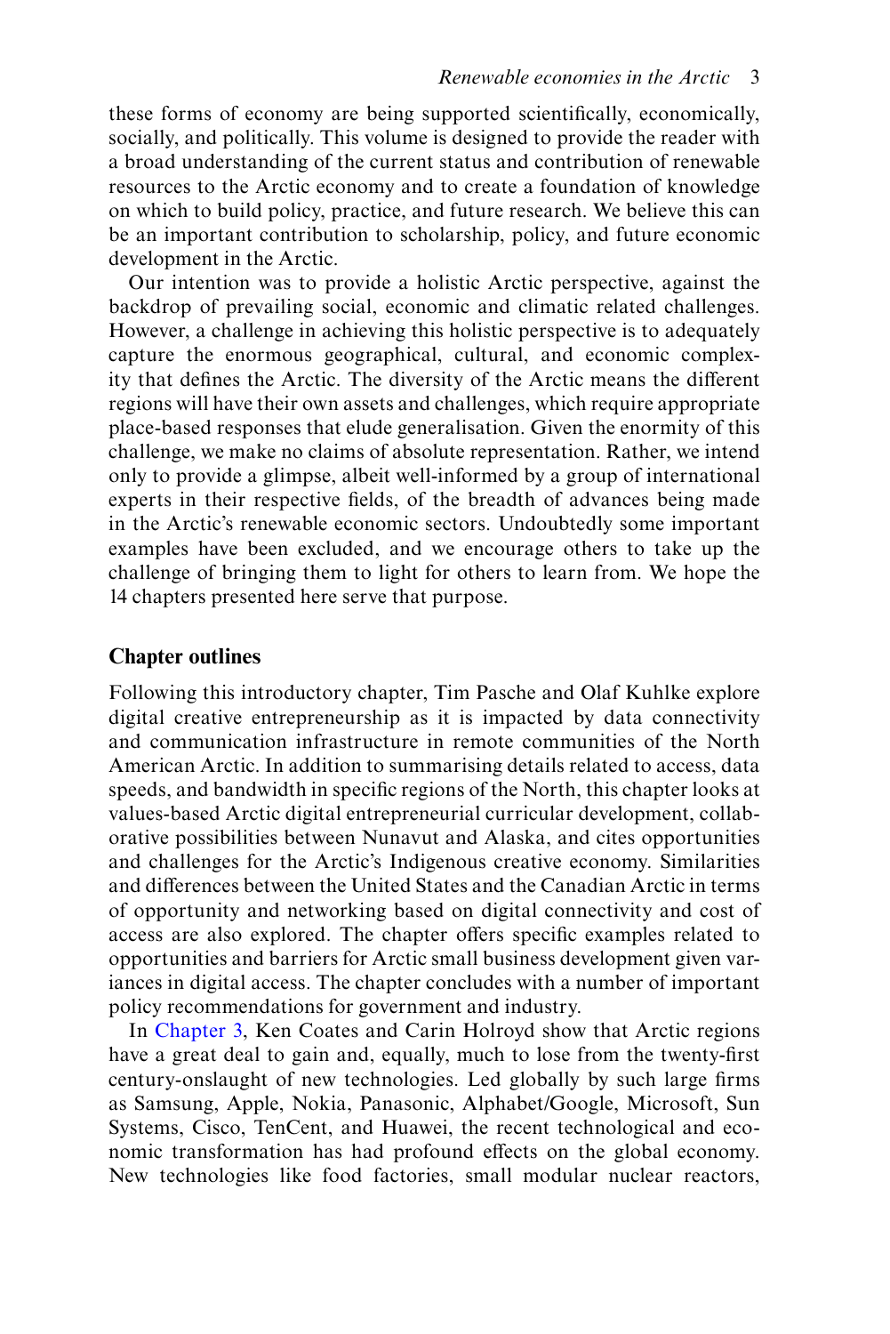these forms of economy are being supported scientifically, economically, socially, and politically. This volume is designed to provide the reader with a broad understanding of the current status and contribution of renewable resources to the Arctic economy and to create a foundation of knowledge on which to build policy, practice, and future research. We believe this can be an important contribution to scholarship, policy, and future economic development in the Arctic.

Our intention was to provide a holistic Arctic perspective, against the backdrop of prevailing social, economic and climatic related challenges. However, a challenge in achieving this holistic perspective is to adequately capture the enormous geographical, cultural, and economic complexity that defines the Arctic. The diversity of the Arctic means the different regions will have their own assets and challenges, which require appropriate place-based responses that elude generalisation. Given the enormity of this challenge, we make no claims of absolute representation. Rather, we intend only to provide a glimpse, albeit well-informed by a group of international experts in their respective fields, of the breadth of advances being made in the Arctic's renewable economic sectors. Undoubtedly some important examples have been excluded, and we encourage others to take up the challenge of bringing them to light for others to learn from. We hope the 14 chapters presented here serve that purpose.

## Chapter outlines

Following this introductory chapter, Tim Pasche and Olaf Kuhlke explore digital creative entrepreneurship as it is impacted by data connectivity and communication infrastructure in remote communities of the North American Arctic. In addition to summarising details related to access, data speeds, and bandwidth in specific regions of the North, this chapter looks at values-based Arctic digital entrepreneurial curricular development, collaborative possibilities between Nunavut and Alaska, and cites opportunities and challenges for the Arctic's Indigenous creative economy. Similarities and differences between the United States and the Canadian Arctic in terms of opportunity and networking based on digital connectivity and cost of access are also explored. The chapter offers specific examples related to opportunities and barriers for Arctic small business development given variances in digital access. The chapter concludes with a number of important policy recommendations for government and industry.

In Chapter 3, Ken Coates and Carin Holroyd show that Arctic regions have a great deal to gain and, equally, much to lose from the twenty-first century-onslaught of new technologies. Led globally by such large firms as Samsung, Apple, Nokia, Panasonic, Alphabet/Google, Microsoft, Sun Systems, Cisco, TenCent, and Huawei, the recent technological and economic transformation has had profound effects on the global economy. New technologies like food factories, small modular nuclear reactors,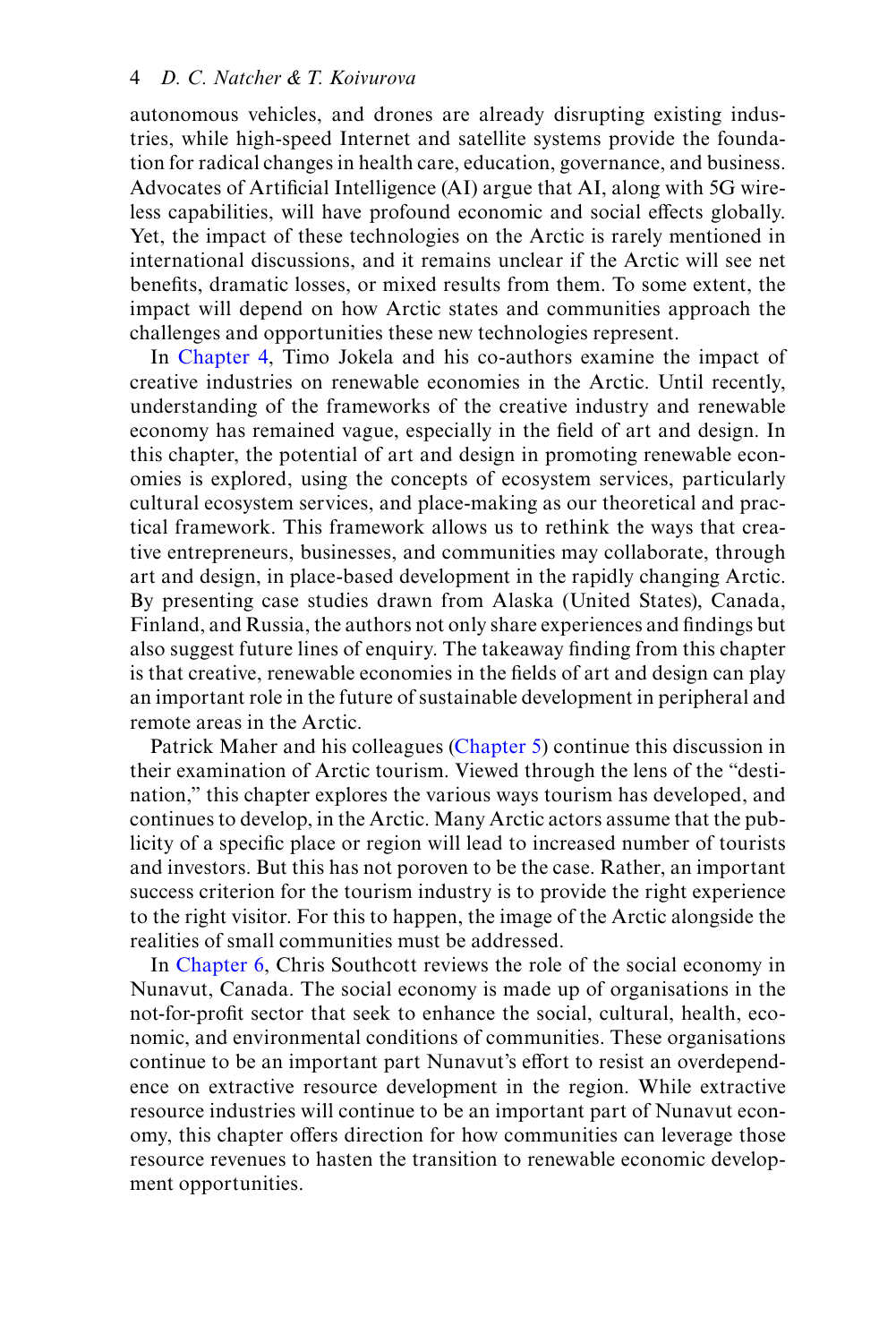autonomous vehicles, and drones are already disrupting existing industries, while high-speed Internet and satellite systems provide the foundation for radical changes in health care, education, governance, and business. Advocates of Artificial Intelligence (AI) argue that AI, along with 5G wireless capabilities, will have profound economic and social effects globally. Yet, the impact of these technologies on the Arctic is rarely mentioned in international discussions, and it remains unclear if the Arctic will see net benefits, dramatic losses, or mixed results from them. To some extent, the impact will depend on how Arctic states and communities approach the challenges and opportunities these new technologies represent.

In Chapter 4, Timo Jokela and his co-authors examine the impact of creative industries on renewable economies in the Arctic. Until recently, understanding of the frameworks of the creative industry and renewable economy has remained vague, especially in the field of art and design. In this chapter, the potential of art and design in promoting renewable economies is explored, using the concepts of ecosystem services, particularly cultural ecosystem services, and place-making as our theoretical and practical framework. This framework allows us to rethink the ways that creative entrepreneurs, businesses, and communities may collaborate, through art and design, in place-based development in the rapidly changing Arctic. By presenting case studies drawn from Alaska (United States), Canada, Finland, and Russia, the authors not only share experiences and findings but also suggest future lines of enquiry. The takeaway finding from this chapter is that creative, renewable economies in the fields of art and design can play an important role in the future of sustainable development in peripheral and remote areas in the Arctic.

Patrick Maher and his colleagues (Chapter 5) continue this discussion in their examination of Arctic tourism. Viewed through the lens of the "destination," this chapter explores the various ways tourism has developed, and continues to develop, in the Arctic. Many Arctic actors assume that the publicity of a specific place or region will lead to increased number of tourists and investors. But this has not poroven to be the case. Rather, an important success criterion for the tourism industry is to provide the right experience to the right visitor. For this to happen, the image of the Arctic alongside the realities of small communities must be addressed.

In Chapter 6, Chris Southcott reviews the role of the social economy in Nunavut, Canada. The social economy is made up of organisations in the not-for-profit sector that seek to enhance the social, cultural, health, economic, and environmental conditions of communities. These organisations continue to be an important part Nunavut's effort to resist an overdependence on extractive resource development in the region. While extractive resource industries will continue to be an important part of Nunavut economy, this chapter offers direction for how communities can leverage those resource revenues to hasten the transition to renewable economic development opportunities.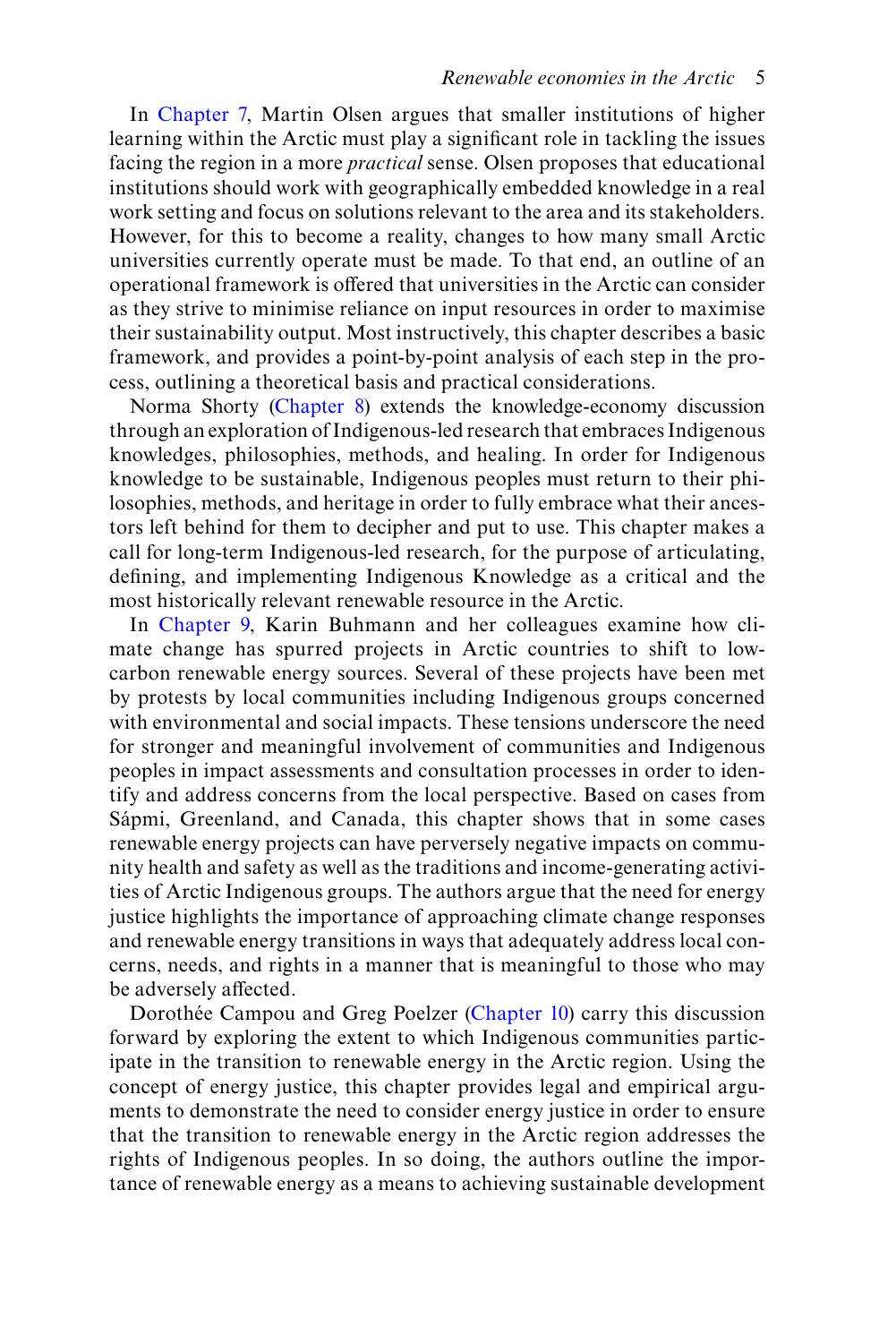In Chapter 7, Martin Olsen argues that smaller institutions of higher learning within the Arctic must play a significant role in tackling the issues facing the region in a more *practical* sense. Olsen proposes that educational institutions should work with geographically embedded knowledge in a real work setting and focus on solutions relevant to the area and its stakeholders. However, for this to become a reality, changes to how many small Arctic universities currently operate must be made. To that end, an outline of an operational framework is offered that universities in the Arctic can consider as they strive to minimise reliance on input resources in order to maximise their sustainability output. Most instructively, this chapter describes a basic framework, and provides a point-by-point analysis of each step in the process, outlining a theoretical basis and practical considerations.

Norma Shorty (Chapter 8) extends the knowledge-economy discussion through an exploration of Indigenous-led research that embraces Indigenous knowledges, philosophies, methods, and healing. In order for Indigenous knowledge to be sustainable, Indigenous peoples must return to their philosophies, methods, and heritage in order to fully embrace what their ancestors left behind for them to decipher and put to use. This chapter makes a call for long-term Indigenous-led research, for the purpose of articulating, defining, and implementing Indigenous Knowledge as a critical and the most historically relevant renewable resource in the Arctic.

In Chapter 9, Karin Buhmann and her colleagues examine how climate change has spurred projects in Arctic countries to shift to low-carbon renewable energy sources. Several of these projects have been met by protests by local communities including Indigenous groups concerned with environmental and social impacts. These tensions underscore the need for stronger and meaningful involvement of communities and Indigenous peoples in impact assessments and consultation processes in order to identify and address concerns from the local perspective. Based on cases from Sápmi, Greenland, and Canada, this chapter shows that in some cases renewable energy projects can have perversely negative impacts on community health and safety as well as the traditions and income-generating activities of Arctic Indigenous groups. The authors argue that the need for energy justice highlights the importance of approaching climate change responses and renewable energy transitions in ways that adequately address local concerns, needs, and rights in a manner that is meaningful to those who may be adversely affected.

Dorothée Campou and Greg Poelzer (Chapter 10) carry this discussion forward by exploring the extent to which Indigenous communities participate in the transition to renewable energy in the Arctic region. Using the concept of energy justice, this chapter provides legal and empirical arguments to demonstrate the need to consider energy justice in order to ensure that the transition to renewable energy in the Arctic region addresses the rights of Indigenous peoples. In so doing, the authors outline the importance of renewable energy as a means to achieving sustainable development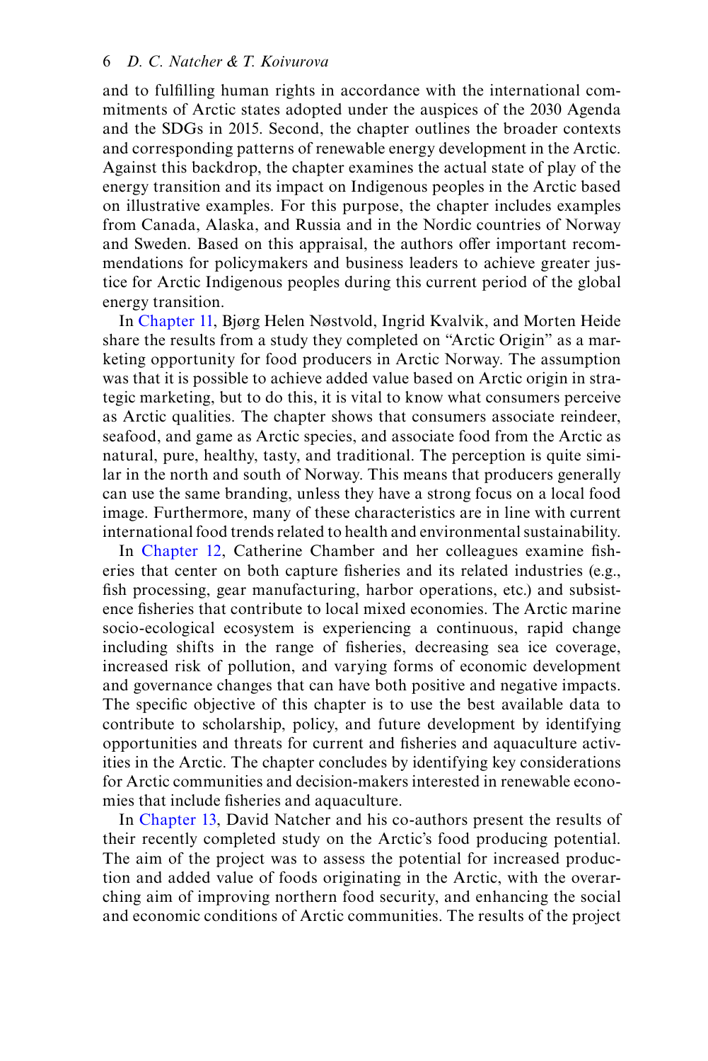and to fulfilling human rights in accordance with the international commitments of Arctic states adopted under the auspices of the 2030 Agenda and the SDGs in 2015. Second, the chapter outlines the broader contexts and corresponding patterns of renewable energy development in the Arctic. Against this backdrop, the chapter examines the actual state of play of the energy transition and its impact on Indigenous peoples in the Arctic based on illustrative examples. For this purpose, the chapter includes examples from Canada, Alaska, and Russia and in the Nordic countries of Norway and Sweden. Based on this appraisal, the authors offer important recommendations for policymakers and business leaders to achieve greater justice for Arctic Indigenous peoples during this current period of the global energy transition.

In Chapter 11, Bjørg Helen Nøstvold, Ingrid Kvalvik, and Morten Heide share the results from a study they completed on "Arctic Origin" as a marketing opportunity for food producers in Arctic Norway. The assumption was that it is possible to achieve added value based on Arctic origin in strategic marketing, but to do this, it is vital to know what consumers perceive as Arctic qualities. The chapter shows that consumers associate reindeer, seafood, and game as Arctic species, and associate food from the Arctic as natural, pure, healthy, tasty, and traditional. The perception is quite similar in the north and south of Norway. This means that producers generally can use the same branding, unless they have a strong focus on a local food image. Furthermore, many of these characteristics are in line with current international food trends related to health and environmental sustainability.

In Chapter 12, Catherine Chamber and her colleagues examine fisheries that center on both capture fisheries and its related industries (e.g., fish processing, gear manufacturing, harbor operations, etc.) and subsistence fisheries that contribute to local mixed economies. The Arctic marine socio-ecological ecosystem is experiencing a continuous, rapid change including shifts in the range of fisheries, decreasing sea ice coverage, increased risk of pollution, and varying forms of economic development and governance changes that can have both positive and negative impacts. The specific objective of this chapter is to use the best available data to contribute to scholarship, policy, and future development by identifying opportunities and threats for current and fisheries and aquaculture activities in the Arctic. The chapter concludes by identifying key considerations for Arctic communities and decision-makers interested in renewable economies that include fisheries and aquaculture.

In Chapter 13, David Natcher and his co-authors present the results of their recently completed study on the Arctic's food producing potential. The aim of the project was to assess the potential for increased production and added value of foods originating in the Arctic, with the overarching aim of improving northern food security, and enhancing the social and economic conditions of Arctic communities. The results of the project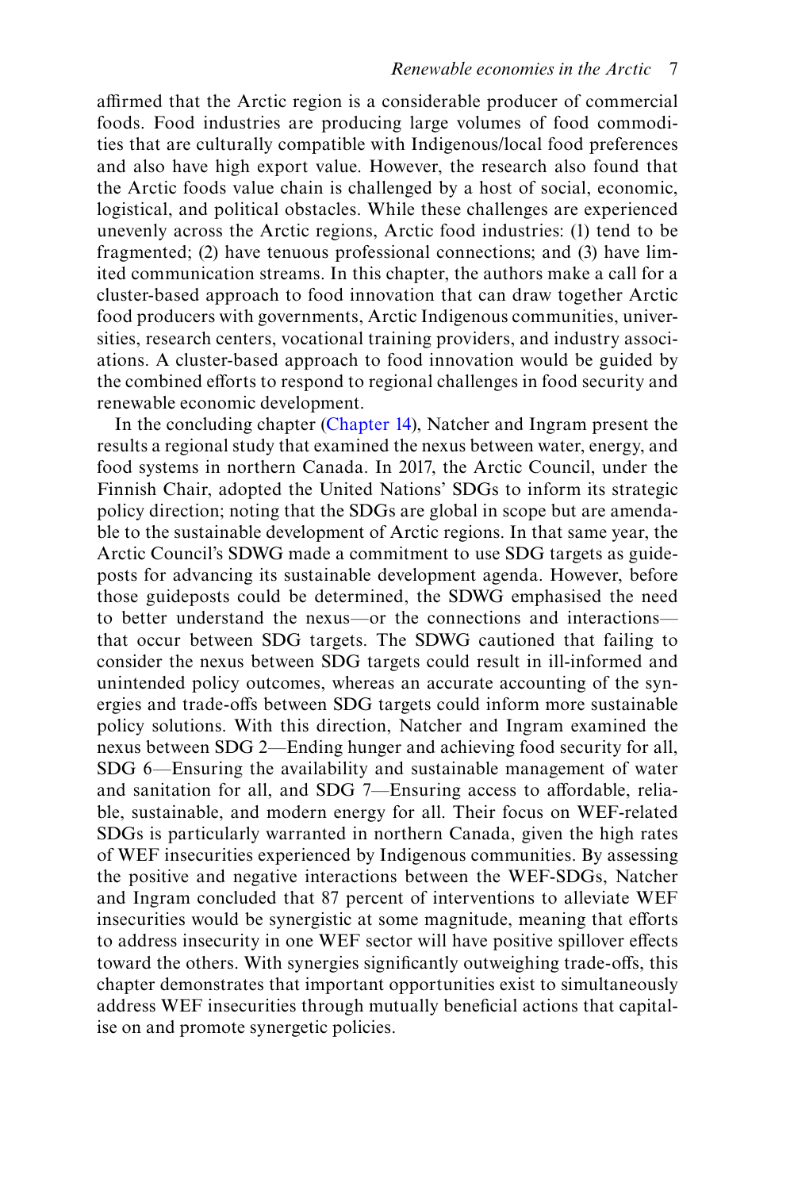affirmed that the Arctic region is a considerable producer of commercial foods. Food industries are producing large volumes of food commodities that are culturally compatible with Indigenous/local food preferences and also have high export value. However, the research also found that the Arctic foods value chain is challenged by a host of social, economic, logistical, and political obstacles. While these challenges are experienced unevenly across the Arctic regions, Arctic food industries: (1) tend to be fragmented; (2) have tenuous professional connections; and (3) have limited communication streams. In this chapter, the authors make a call for a cluster-based approach to food innovation that can draw together Arctic food producers with governments, Arctic Indigenous communities, universities, research centers, vocational training providers, and industry associations. A cluster-based approach to food innovation would be guided by the combined efforts to respond to regional challenges in food security and renewable economic development.

In the concluding chapter (Chapter 14), Natcher and Ingram present the results a regional study that examined the nexus between water, energy, and food systems in northern Canada. In 2017, the Arctic Council, under the Finnish Chair, adopted the United Nations' SDGs to inform its strategic policy direction; noting that the SDGs are global in scope but are amendable to the sustainable development of Arctic regions. In that same year, the Arctic Council's SDWG made a commitment to use SDG targets as guideposts for advancing its sustainable development agenda. However, before those guideposts could be determined, the SDWG emphasised the need to better understand the nexus—or the connections and interactions—that occur between SDG targets. The SDWG cautioned that failing to consider the nexus between SDG targets could result in ill-informed and unintended policy outcomes, whereas an accurate accounting of the synergies and trade-offs between SDG targets could inform more sustainable policy solutions. With this direction, Natcher and Ingram examined the nexus between SDG 2—Ending hunger and achieving food security for all, SDG 6—Ensuring the availability and sustainable management of water and sanitation for all, and SDG 7—Ensuring access to affordable, reliable, sustainable, and modern energy for all. Their focus on WEF-related SDGs is particularly warranted in northern Canada, given the high rates of WEF insecurities experienced by Indigenous communities. By assessing the positive and negative interactions between the WEF-SDGs, Natcher and Ingram concluded that 87 percent of interventions to alleviate WEF insecurities would be synergistic at some magnitude, meaning that efforts to address insecurity in one WEF sector will have positive spillover effects toward the others. With synergies significantly outweighing trade-offs, this chapter demonstrates that important opportunities exist to simultaneously address WEF insecurities through mutually beneficial actions that capitalise on and promote synergetic policies.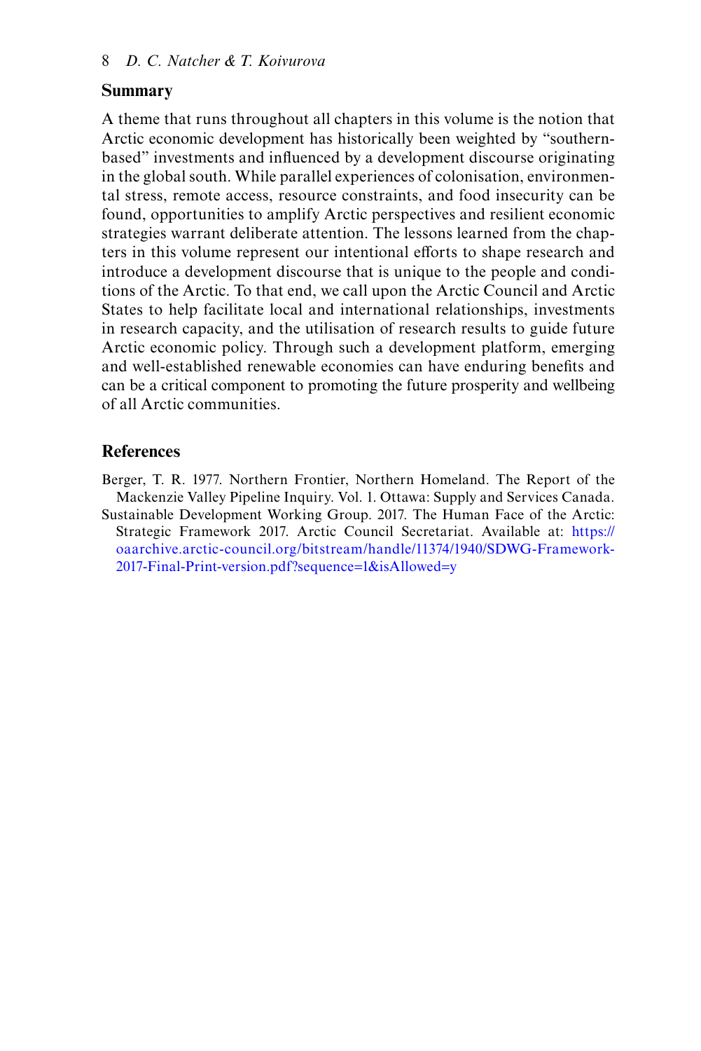## Summary

A theme that runs throughout all chapters in this volume is the notion that Arctic economic development has historically been weighted by "southern-based" investments and influenced by a development discourse originating in the global south. While parallel experiences of colonisation, environmental stress, remote access, resource constraints, and food insecurity can be found, opportunities to amplify Arctic perspectives and resilient economic strategies warrant deliberate attention. The lessons learned from the chapters in this volume represent our intentional efforts to shape research and introduce a development discourse that is unique to the people and conditions of the Arctic. To that end, we call upon the Arctic Council and Arctic States to help facilitate local and international relationships, investments in research capacity, and the utilisation of research results to guide future Arctic economic policy. Through such a development platform, emerging and well-established renewable economies can have enduring benefits and can be a critical component to promoting the future prosperity and wellbeing of all Arctic communities.

## References

Berger, T. R. 1977. Northern Frontier, Northern Homeland. The Report of the Mackenzie Valley Pipeline Inquiry. Vol. 1. Ottawa: Supply and Services Canada.

Sustainable Development Working Group. 2017. The Human Face of the Arctic: Strategic Framework 2017. Arctic Council Secretariat. Available at: https://oaarchive.arctic-council.org/bitstream/handle/11374/1940/SDWG-Framework-2017-Final-Print-version.pdf?sequence=1&isAllowed=y